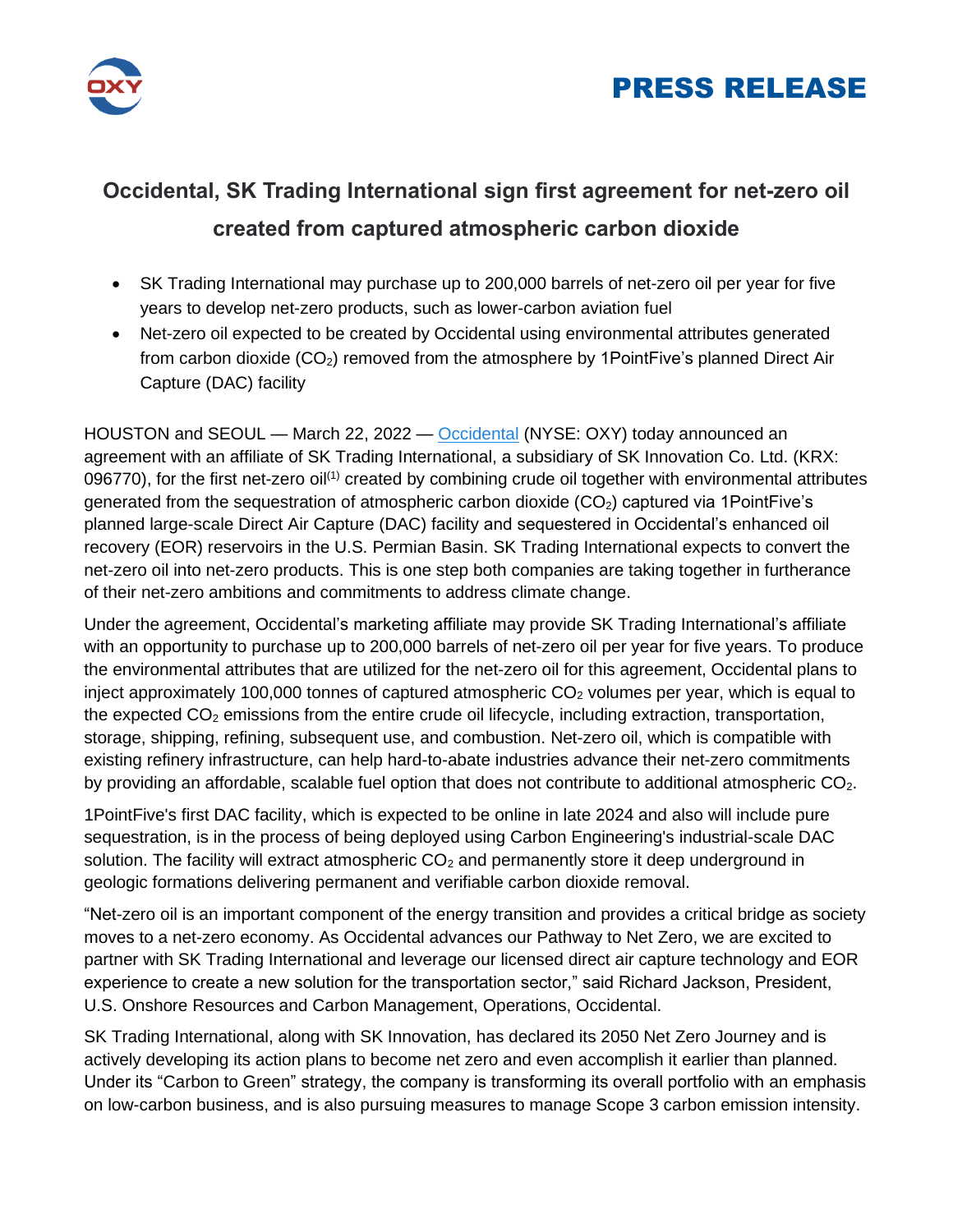**PRESS RELEASE**

# Occidental, SK Trading International sign first agreement for net-zero oil created from captured atmospheric carbon dioxide

- SK Trading International may purchase up to 200,000 barrels of net-zero oil per year for five years to develop net-zero products, such as lower-carbon aviation fuel
- Net-zero oil expected to be created by Occidental using environmental attributes generated from carbon dioxide ($CO_2$) removed from the atmosphere by 1PointFive's planned Direct Air Capture (DAC) facility

HOUSTON and SEOUL — March 22, 2022 — Occidental (NYSE: OXY) today announced an agreement with an affiliate of SK Trading International, a subsidiary of SK Innovation Co. Ltd. (KRX: 096770), for the first net-zero oil[(1)] created by combining crude oil together with environmental attributes generated from the sequestration of atmospheric carbon dioxide ($CO_2$) captured via 1PointFive's planned large-scale Direct Air Capture (DAC) facility and sequestered in Occidental's enhanced oil recovery (EOR) reservoirs in the U.S. Permian Basin. SK Trading International expects to convert the net-zero oil into net-zero products. This is one step both companies are taking together in furtherance of their net-zero ambitions and commitments to address climate change.

Under the agreement, Occidental's marketing affiliate may provide SK Trading International's affiliate with an opportunity to purchase up to 200,000 barrels of net-zero oil per year for five years. To produce the environmental attributes that are utilized for the net-zero oil for this agreement, Occidental plans to inject approximately 100,000 tonnes of captured atmospheric $CO_2$ volumes per year, which is equal to the expected $CO_2$ emissions from the entire crude oil lifecycle, including extraction, transportation, storage, shipping, refining, subsequent use, and combustion. Net-zero oil, which is compatible with existing refinery infrastructure, can help hard-to-abate industries advance their net-zero commitments by providing an affordable, scalable fuel option that does not contribute to additional atmospheric $CO_2$.

1PointFive's first DAC facility, which is expected to be online in late 2024 and also will include pure sequestration, is in the process of being deployed using Carbon Engineering's industrial-scale DAC solution. The facility will extract atmospheric $CO_2$ and permanently store it deep underground in geologic formations delivering permanent and verifiable carbon dioxide removal.

"Net-zero oil is an important component of the energy transition and provides a critical bridge as society moves to a net-zero economy. As Occidental advances our Pathway to Net Zero, we are excited to partner with SK Trading International and leverage our licensed direct air capture technology and EOR experience to create a new solution for the transportation sector," said Richard Jackson, President, U.S. Onshore Resources and Carbon Management, Operations, Occidental.

SK Trading International, along with SK Innovation, has declared its 2050 Net Zero Journey and is actively developing its action plans to become net zero and even accomplish it earlier than planned. Under its "Carbon to Green" strategy, the company is transforming its overall portfolio with an emphasis on low-carbon business, and is also pursuing measures to manage Scope 3 carbon emission intensity.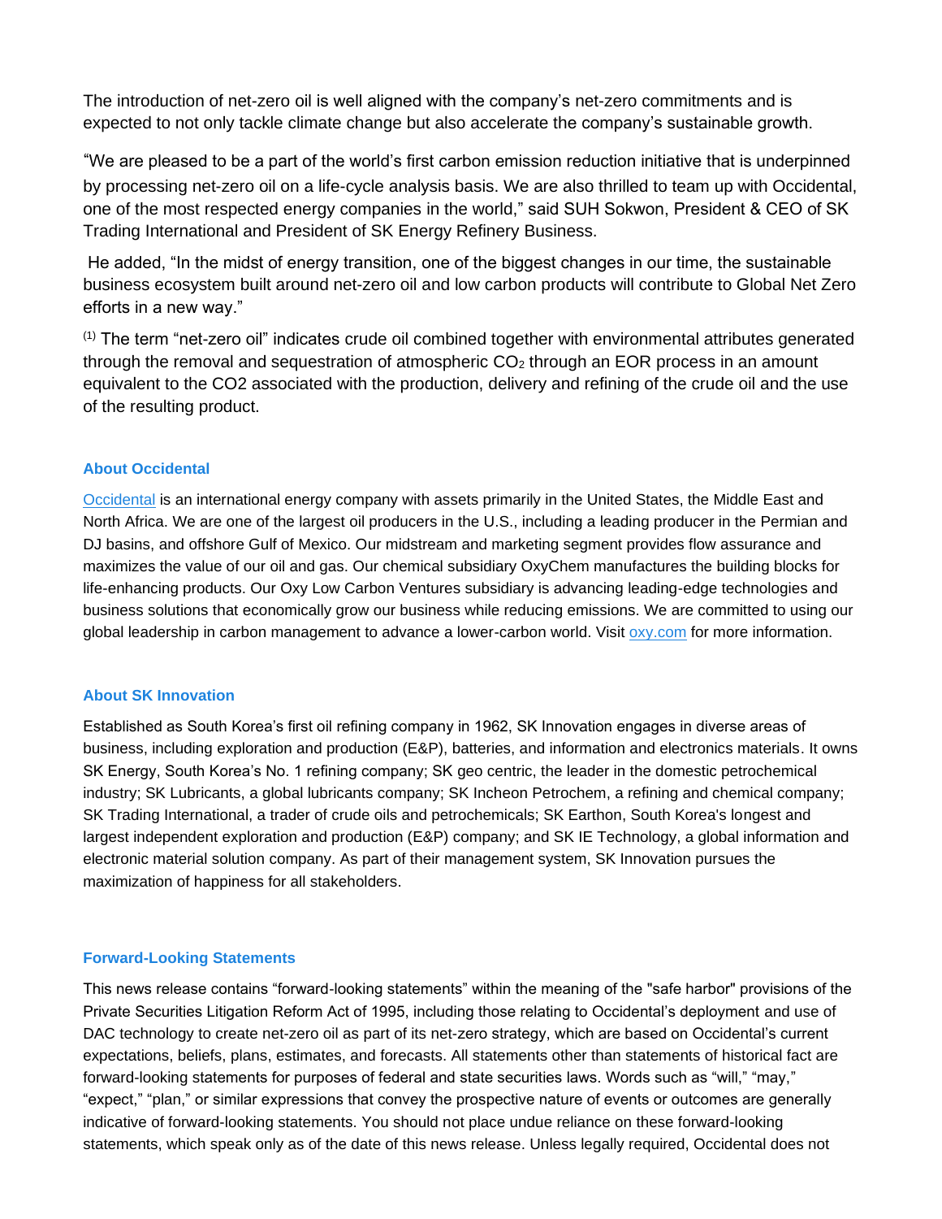The introduction of net-zero oil is well aligned with the company's net-zero commitments and is expected to not only tackle climate change but also accelerate the company's sustainable growth.

"We are pleased to be a part of the world's first carbon emission reduction initiative that is underpinned by processing net-zero oil on a life-cycle analysis basis. We are also thrilled to team up with Occidental, one of the most respected energy companies in the world," said SUH Sokwon, President & CEO of SK Trading International and President of SK Energy Refinery Business.

He added, "In the midst of energy transition, one of the biggest changes in our time, the sustainable business ecosystem built around net-zero oil and low carbon products will contribute to Global Net Zero efforts in a new way."

(1) The term "net-zero oil" indicates crude oil combined together with environmental attributes generated through the removal and sequestration of atmospheric $CO_2$ through an EOR process in an amount equivalent to the CO2 associated with the production, delivery and refining of the crude oil and the use of the resulting product.

### About Occidental

[Occidental](https://www.oxy.com) is an international energy company with assets primarily in the United States, the Middle East and North Africa. We are one of the largest oil producers in the U.S., including a leading producer in the Permian and DJ basins, and offshore Gulf of Mexico. Our midstream and marketing segment provides flow assurance and maximizes the value of our oil and gas. Our chemical subsidiary OxyChem manufactures the building blocks for life-enhancing products. Our Oxy Low Carbon Ventures subsidiary is advancing leading-edge technologies and business solutions that economically grow our business while reducing emissions. We are committed to using our global leadership in carbon management to advance a lower-carbon world. Visit [oxy.com](https://www.oxy.com) for more information.

### About SK Innovation

Established as South Korea's first oil refining company in 1962, SK Innovation engages in diverse areas of business, including exploration and production (E&P), batteries, and information and electronics materials. It owns SK Energy, South Korea's No. 1 refining company; SK geo centric, the leader in the domestic petrochemical industry; SK Lubricants, a global lubricants company; SK Incheon Petrochem, a refining and chemical company; SK Trading International, a trader of crude oils and petrochemicals; SK Earthon, South Korea's longest and largest independent exploration and production (E&P) company; and SK IE Technology, a global information and electronic material solution company. As part of their management system, SK Innovation pursues the maximization of happiness for all stakeholders.

### Forward-Looking Statements

This news release contains "forward-looking statements" within the meaning of the "safe harbor" provisions of the Private Securities Litigation Reform Act of 1995, including those relating to Occidental's deployment and use of DAC technology to create net-zero oil as part of its net-zero strategy, which are based on Occidental's current expectations, beliefs, plans, estimates, and forecasts. All statements other than statements of historical fact are forward-looking statements for purposes of federal and state securities laws. Words such as "will," "may," "expect," "plan," or similar expressions that convey the prospective nature of events or outcomes are generally indicative of forward-looking statements. You should not place undue reliance on these forward-looking statements, which speak only as of the date of this news release. Unless legally required, Occidental does not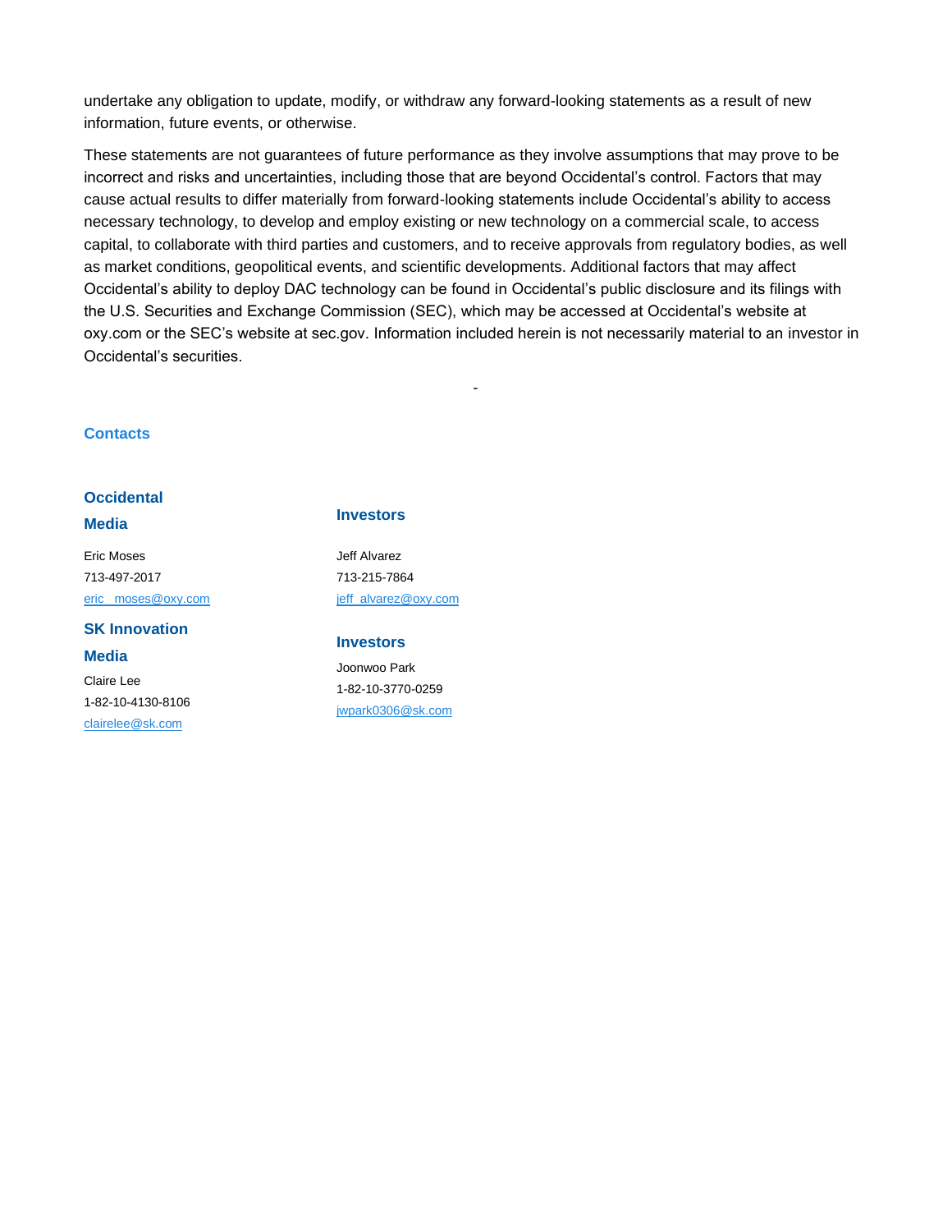undertake any obligation to update, modify, or withdraw any forward-looking statements as a result of new information, future events, or otherwise.

These statements are not guarantees of future performance as they involve assumptions that may prove to be incorrect and risks and uncertainties, including those that are beyond Occidental's control. Factors that may cause actual results to differ materially from forward-looking statements include Occidental's ability to access necessary technology, to develop and employ existing or new technology on a commercial scale, to access capital, to collaborate with third parties and customers, and to receive approvals from regulatory bodies, as well as market conditions, geopolitical events, and scientific developments. Additional factors that may affect Occidental's ability to deploy DAC technology can be found in Occidental's public disclosure and its filings with the U.S. Securities and Exchange Commission (SEC), which may be accessed at Occidental's website at oxy.com or the SEC's website at sec.gov. Information included herein is not necessarily material to an investor in Occidental's securities.

-

## Contacts

### Occidental

**Media**

Eric Moses
713-497-2017
eric_moses@oxy.com

**Investors**

Jeff Alvarez
713-215-7864
jeff_alvarez@oxy.com

### SK Innovation

**Media**

Claire Lee
1-82-10-4130-8106
clairelee@sk.com

**Investors**

Joonwoo Park
1-82-10-3770-0259
jwpark0306@sk.com